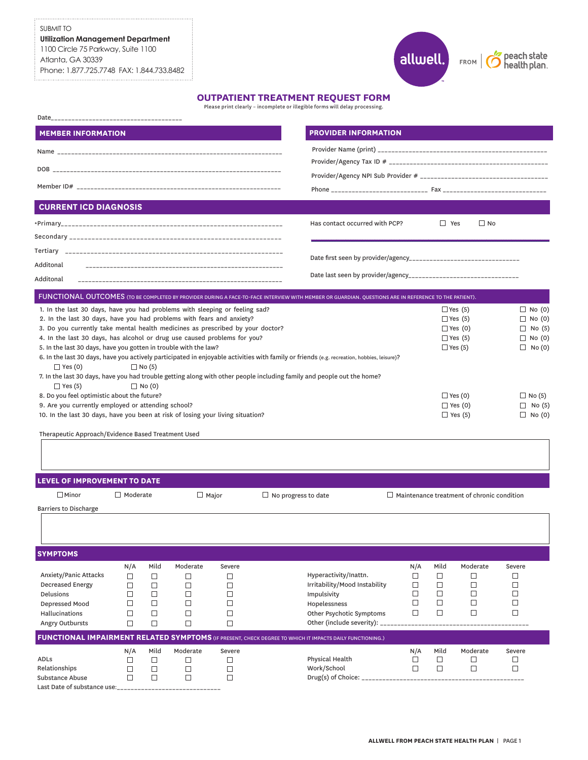SUBMIT TO
**Utilization Management Department**
1100 Circle 75 Parkway, Suite 1100
Atlanta, GA 30339
Phone: 1.877.725.7748 FAX: 1.844.733.8482

allwell. FROM peach state health plan.

# OUTPATIENT TREATMENT REQUEST FORM

Please print clearly – incomplete or illegible forms will delay processing.

Date_____________________________________

## MEMBER INFORMATION

Name ________________________________________________________________

DOB ________________________________________________________________

Member ID# ___________________________________________________________

## PROVIDER INFORMATION

Provider Name (print) _______________________________________________

Provider/Agency Tax ID # ____________________________________________

Provider/Agency NPI Sub Provider # ___________________________________

Phone ___________________________ Fax ____________________________

## CURRENT ICD DIAGNOSIS

*Primary___________________________________________________________

Secondary _________________________________________________________

Tertiary __________________________________________________________

Additonal _________________________________________________________

Additonal _________________________________________________________

Has contact occurred with PCP? ☐ Yes ☐ No

Date first seen by provider/agency______________________________

Date last seen by provider/agency______________________________

## FUNCTIONAL OUTCOMES (TO BE COMPLETED BY PROVIDER DURING A FACE-TO-FACE INTERVIEW WITH MEMBER OR GUARDIAN. QUESTIONS ARE IN REFERENCE TO THE PATIENT).

1. In the last 30 days, have you had problems with sleeping or feeling sad? ☐ Yes (5) ☐ No (0)
2. In the last 30 days, have you had problems with fears and anxiety? ☐ Yes (5) ☐ No (0)
3. Do you currently take mental health medicines as prescribed by your doctor? ☐ Yes (0) ☐ No (5)
4. In the last 30 days, has alcohol or drug use caused problems for you? ☐ Yes (5) ☐ No (0)
5. In the last 30 days, have you gotten in trouble with the law? ☐ Yes (5) ☐ No (0)
6. In the last 30 days, have you actively participated in enjoyable activities with family or friends (e.g. recreation, hobbies, leisure)?
   ☐ Yes (0) ☐ No (5)
7. In the last 30 days, have you had trouble getting along with other people including family and people out the home?
   ☐ Yes (5) ☐ No (0)
8. Do you feel optimistic about the future? ☐ Yes (0) ☐ No (5)
9. Are you currently employed or attending school? ☐ Yes (0) ☐ No (5)
10. In the last 30 days, have you been at risk of losing your living situation? ☐ Yes (5) ☐ No (0)

Therapeutic Approach/Evidence Based Treatment Used

______________________________________________________________________

## LEVEL OF IMPROVEMENT TO DATE

☐ Minor ☐ Moderate ☐ Major ☐ No progress to date ☐ Maintenance treatment of chronic condition

Barriers to Discharge

______________________________________________________________________

## SYMPTOMS

| | N/A | Mild | Moderate | Severe |
|---|---|---|---|---|
| Anxiety/Panic Attacks | ☐ | ☐ | ☐ | ☐ |
| Decreased Energy | ☐ | ☐ | ☐ | ☐ |
| Delusions | ☐ | ☐ | ☐ | ☐ |
| Depressed Mood | ☐ | ☐ | ☐ | ☐ |
| Hallucinations | ☐ | ☐ | ☐ | ☐ |
| Angry Outbursts | ☐ | ☐ | ☐ | ☐ |
| Hyperactivity/Inattn. | ☐ | ☐ | ☐ | ☐ |
| Irritability/Mood Instability | ☐ | ☐ | ☐ | ☐ |
| Impulsivity | ☐ | ☐ | ☐ | ☐ |
| Hopelessness | ☐ | ☐ | ☐ | ☐ |
| Other Psychotic Symptoms | ☐ | ☐ | ☐ | ☐ |

Other (include severity): ________________________________________

## FUNCTIONAL IMPAIRMENT RELATED SYMPTOMS (IF PRESENT, CHECK DEGREE TO WHICH IT IMPACTS DAILY FUNCTIONING.)

| | N/A | Mild | Moderate | Severe |
|---|---|---|---|---|
| ADLs | ☐ | ☐ | ☐ | ☐ |
| Relationships | ☐ | ☐ | ☐ | ☐ |
| Substance Abuse | ☐ | ☐ | ☐ | ☐ |
| Physical Health | ☐ | ☐ | ☐ | ☐ |
| Work/School | ☐ | ☐ | ☐ | ☐ |

Drug(s) of Choice: ______________________________________________

Last Date of substance use:____________________________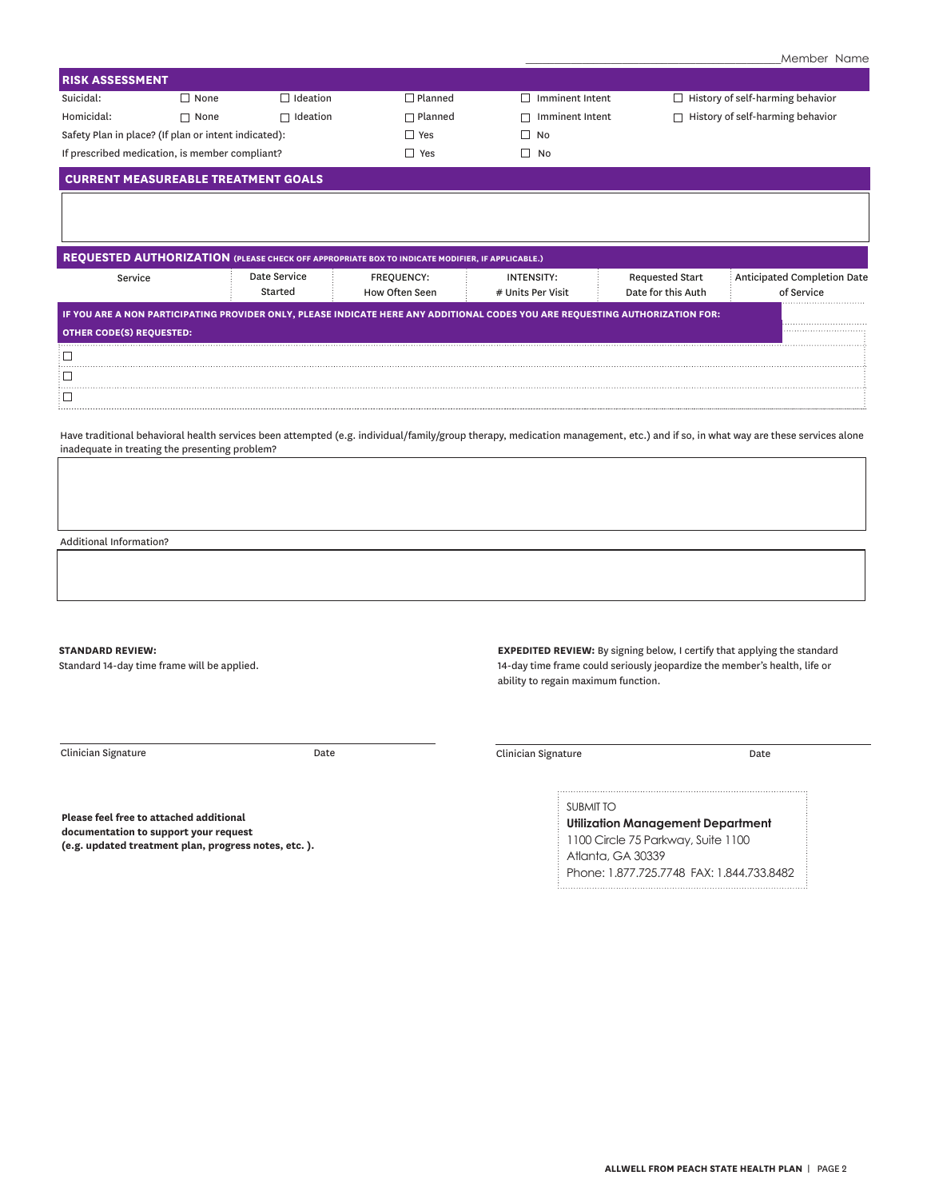_______________________________Member Name

## RISK ASSESSMENT

| | | | | | |
|---|---|---|---|---|---|
| Suicidal: | ☐ None | ☐ Ideation | ☐ Planned | ☐ Imminent Intent | ☐ History of self-harming behavior |
| Homicidal: | ☐ None | ☐ Ideation | ☐ Planned | ☐ Imminent Intent | ☐ History of self-harming behavior |
| Safety Plan in place? (If plan or intent indicated): | | | ☐ Yes | ☐ No | |
| If prescribed medication, is member compliant? | | | ☐ Yes | ☐ No | |

## CURRENT MEASUREABLE TREATMENT GOALS

## REQUESTED AUTHORIZATION (PLEASE CHECK OFF APPROPRIATE BOX TO INDICATE MODIFIER, IF APPLICABLE.)

| Service | Date Service Started | FREQUENCY: How Often Seen | INTENSITY: # Units Per Visit | Requested Start Date for this Auth | Anticipated Completion Date of Service |
|---|---|---|---|---|---|

**IF YOU ARE A NON PARTICIPATING PROVIDER ONLY, PLEASE INDICATE HERE ANY ADDITIONAL CODES YOU ARE REQUESTING AUTHORIZATION FOR:**

**OTHER CODE(S) REQUESTED:**

☐

☐

☐

Have traditional behavioral health services been attempted (e.g. individual/family/group therapy, medication management, etc.) and if so, in what way are these services alone inadequate in treating the presenting problem?

Additional Information?

**STANDARD REVIEW:**
Standard 14-day time frame will be applied.

Clinician Signature Date

**EXPEDITED REVIEW:** By signing below, I certify that applying the standard 14-day time frame could seriously jeopardize the member's health, life or ability to regain maximum function.

Clinician Signature Date

**Please feel free to attached additional documentation to support your request (e.g. updated treatment plan, progress notes, etc. ).**

SUBMIT TO
**Utilization Management Department**
1100 Circle 75 Parkway, Suite 1100
Atlanta, GA 30339
Phone: 1.877.725.7748 FAX: 1.844.733.8482